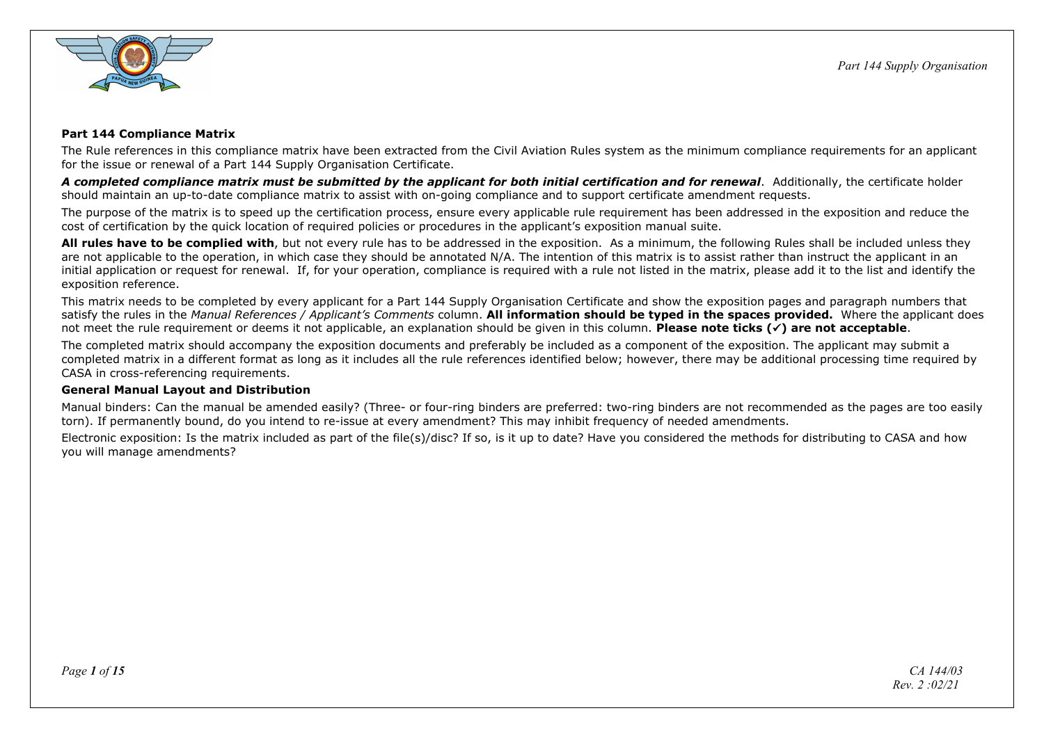## Part 144 Compliance Matrix

The Rule references in this compliance matrix have been extracted from the Civil Aviation Rules system as the minimum compliance requirements for an applicant for the issue or renewal of a Part 144 Supply Organisation Certificate.

***A completed compliance matrix must be submitted by the applicant for both initial certification and for renewal***. Additionally, the certificate holder should maintain an up-to-date compliance matrix to assist with on-going compliance and to support certificate amendment requests.

The purpose of the matrix is to speed up the certification process, ensure every applicable rule requirement has been addressed in the exposition and reduce the cost of certification by the quick location of required policies or procedures in the applicant's exposition manual suite.

**All rules have to be complied with**, but not every rule has to be addressed in the exposition. As a minimum, the following Rules shall be included unless they are not applicable to the operation, in which case they should be annotated N/A. The intention of this matrix is to assist rather than instruct the applicant in an initial application or request for renewal. If, for your operation, compliance is required with a rule not listed in the matrix, please add it to the list and identify the exposition reference.

This matrix needs to be completed by every applicant for a Part 144 Supply Organisation Certificate and show the exposition pages and paragraph numbers that satisfy the rules in the *Manual References / Applicant's Comments* column. **All information should be typed in the spaces provided.** Where the applicant does not meet the rule requirement or deems it not applicable, an explanation should be given in this column. **Please note ticks (✓) are not acceptable**.

The completed matrix should accompany the exposition documents and preferably be included as a component of the exposition. The applicant may submit a completed matrix in a different format as long as it includes all the rule references identified below; however, there may be additional processing time required by CASA in cross-referencing requirements.

### General Manual Layout and Distribution

Manual binders: Can the manual be amended easily? (Three- or four-ring binders are preferred: two-ring binders are not recommended as the pages are too easily torn). If permanently bound, do you intend to re-issue at every amendment? This may inhibit frequency of needed amendments.

Electronic exposition: Is the matrix included as part of the file(s)/disc? If so, is it up to date? Have you considered the methods for distributing to CASA and how you will manage amendments?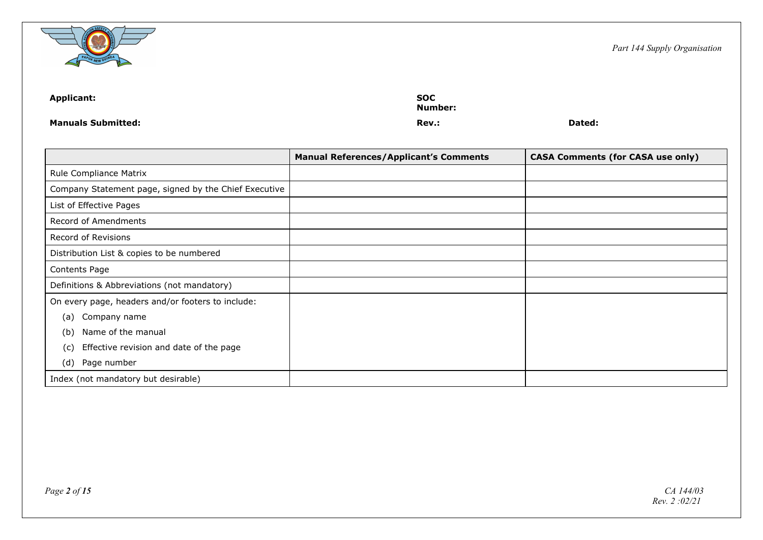**Applicant:** 

**SOC Number:** 

**Manuals Submitted:** 

**Rev.:** 

**Dated:** 

| | **Manual References/Applicant's Comments** | **CASA Comments (for CASA use only)** |
|---|---|---|
| Rule Compliance Matrix | | |
| Company Statement page, signed by the Chief Executive | | |
| List of Effective Pages | | |
| Record of Amendments | | |
| Record of Revisions | | |
| Distribution List & copies to be numbered | | |
| Contents Page | | |
| Definitions & Abbreviations (not mandatory) | | |
| On every page, headers and/or footers to include:<br>(a) Company name<br>(b) Name of the manual<br>(c) Effective revision and date of the page<br>(d) Page number | | |
| Index (not mandatory but desirable) | | |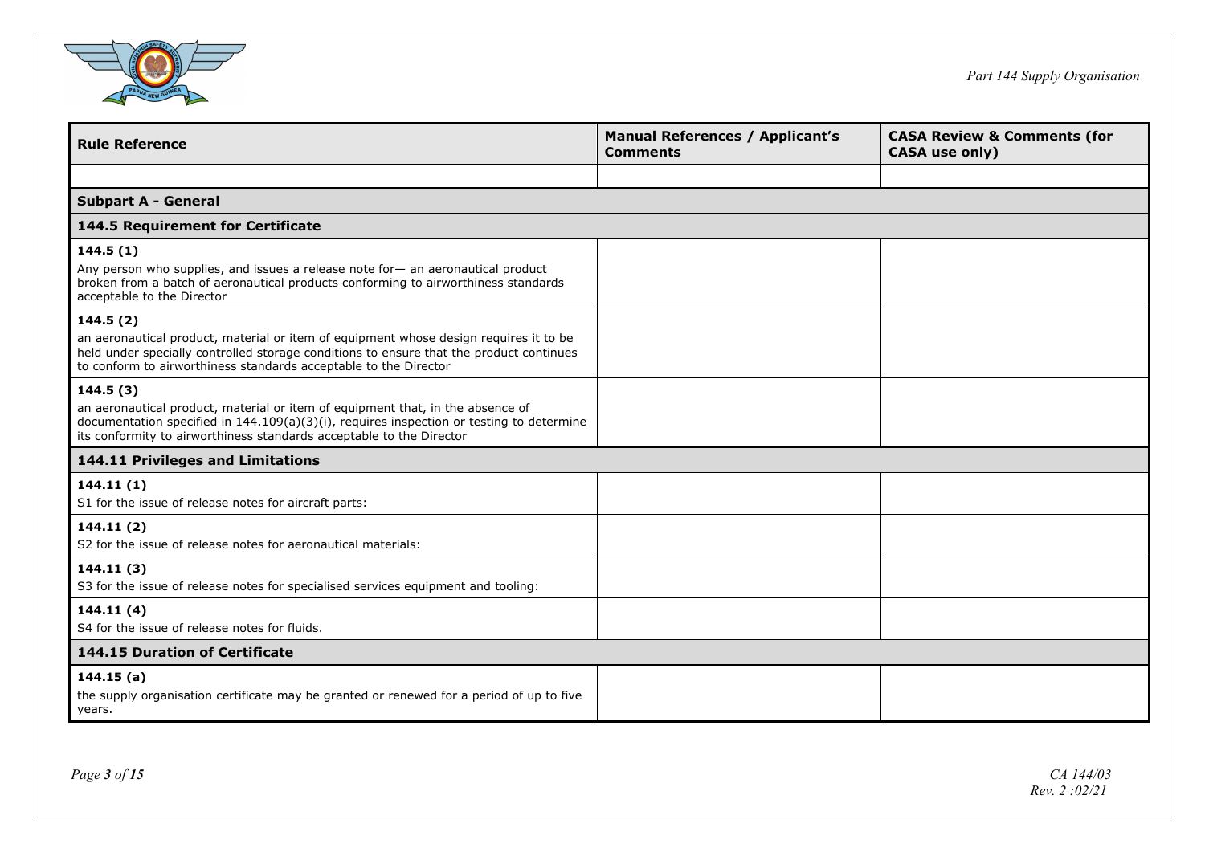| Rule Reference | Manual References / Applicant's Comments | CASA Review & Comments (for CASA use only) |
|---|---|---|
| | | |
| **Subpart A - General** | | |
| **144.5 Requirement for Certificate** | | |
| **144.5 (1)**<br>Any person who supplies, and issues a release note for— an aeronautical product broken from a batch of aeronautical products conforming to airworthiness standards acceptable to the Director | | |
| **144.5 (2)**<br>an aeronautical product, material or item of equipment whose design requires it to be held under specially controlled storage conditions to ensure that the product continues to conform to airworthiness standards acceptable to the Director | | |
| **144.5 (3)**<br>an aeronautical product, material or item of equipment that, in the absence of documentation specified in 144.109(a)(3)(i), requires inspection or testing to determine its conformity to airworthiness standards acceptable to the Director | | |
| **144.11 Privileges and Limitations** | | |
| **144.11 (1)**<br>S1 for the issue of release notes for aircraft parts: | | |
| **144.11 (2)**<br>S2 for the issue of release notes for aeronautical materials: | | |
| **144.11 (3)**<br>S3 for the issue of release notes for specialised services equipment and tooling: | | |
| **144.11 (4)**<br>S4 for the issue of release notes for fluids. | | |
| **144.15 Duration of Certificate** | | |
| **144.15 (a)**<br>the supply organisation certificate may be granted or renewed for a period of up to five years. | | |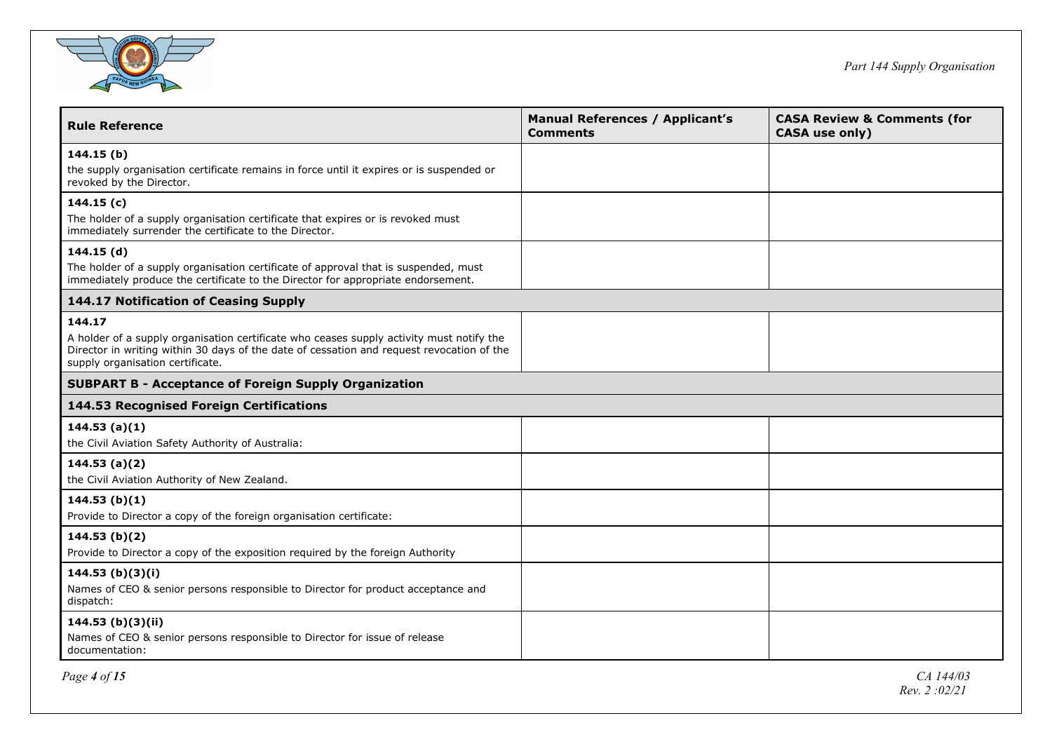| Rule Reference | Manual References / Applicant's Comments | CASA Review & Comments (for CASA use only) |
|---|---|---|
| **144.15 (b)**<br>the supply organisation certificate remains in force until it expires or is suspended or revoked by the Director. | | |
| **144.15 (c)**<br>The holder of a supply organisation certificate that expires or is revoked must immediately surrender the certificate to the Director. | | |
| **144.15 (d)**<br>The holder of a supply organisation certificate of approval that is suspended, must immediately produce the certificate to the Director for appropriate endorsement. | | |
| **144.17 Notification of Ceasing Supply** | | |
| **144.17**<br>A holder of a supply organisation certificate who ceases supply activity must notify the Director in writing within 30 days of the date of cessation and request revocation of the supply organisation certificate. | | |
| **SUBPART B - Acceptance of Foreign Supply Organization** | | |
| **144.53 Recognised Foreign Certifications** | | |
| **144.53 (a)(1)**<br>the Civil Aviation Safety Authority of Australia: | | |
| **144.53 (a)(2)**<br>the Civil Aviation Authority of New Zealand. | | |
| **144.53 (b)(1)**<br>Provide to Director a copy of the foreign organisation certificate: | | |
| **144.53 (b)(2)**<br>Provide to Director a copy of the exposition required by the foreign Authority | | |
| **144.53 (b)(3)(i)**<br>Names of CEO & senior persons responsible to Director for product acceptance and dispatch: | | |
| **144.53 (b)(3)(ii)**<br>Names of CEO & senior persons responsible to Director for issue of release documentation: | | |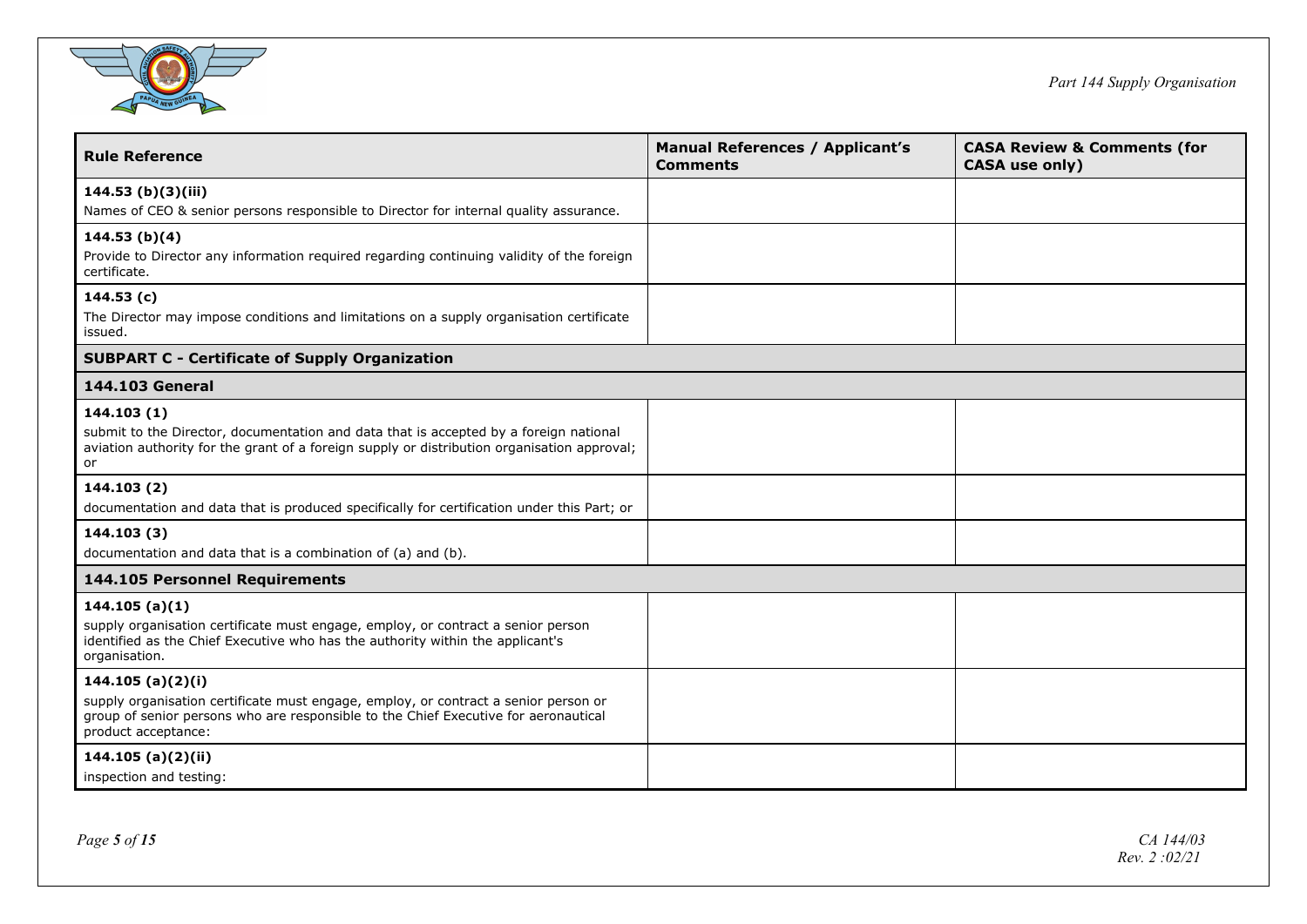| Rule Reference | Manual References / Applicant's Comments | CASA Review & Comments (for CASA use only) |
| --- | --- | --- |
| **144.53 (b)(3)(iii)**<br>Names of CEO & senior persons responsible to Director for internal quality assurance. | | |
| **144.53 (b)(4)**<br>Provide to Director any information required regarding continuing validity of the foreign certificate. | | |
| **144.53 (c)**<br>The Director may impose conditions and limitations on a supply organisation certificate issued. | | |
| **SUBPART C - Certificate of Supply Organization** | | |
| **144.103 General** | | |
| **144.103 (1)**<br>submit to the Director, documentation and data that is accepted by a foreign national aviation authority for the grant of a foreign supply or distribution organisation approval; or | | |
| **144.103 (2)**<br>documentation and data that is produced specifically for certification under this Part; or | | |
| **144.103 (3)**<br>documentation and data that is a combination of (a) and (b). | | |
| **144.105 Personnel Requirements** | | |
| **144.105 (a)(1)**<br>supply organisation certificate must engage, employ, or contract a senior person identified as the Chief Executive who has the authority within the applicant's organisation. | | |
| **144.105 (a)(2)(i)**<br>supply organisation certificate must engage, employ, or contract a senior person or group of senior persons who are responsible to the Chief Executive for aeronautical product acceptance: | | |
| **144.105 (a)(2)(ii)**<br>inspection and testing: | | |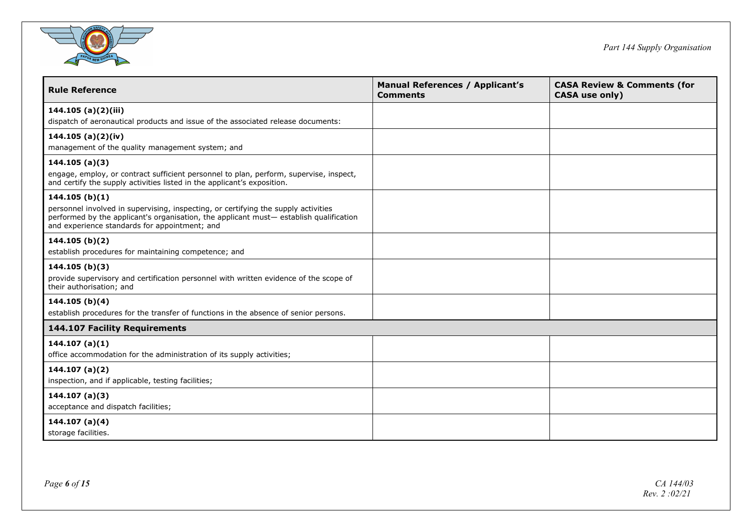| Rule Reference | Manual References / Applicant's Comments | CASA Review & Comments (for CASA use only) |
|---|---|---|
| **144.105 (a)(2)(iii)**<br>dispatch of aeronautical products and issue of the associated release documents: | | |
| **144.105 (a)(2)(iv)**<br>management of the quality management system; and | | |
| **144.105 (a)(3)**<br>engage, employ, or contract sufficient personnel to plan, perform, supervise, inspect, and certify the supply activities listed in the applicant's exposition. | | |
| **144.105 (b)(1)**<br>personnel involved in supervising, inspecting, or certifying the supply activities performed by the applicant's organisation, the applicant must— establish qualification and experience standards for appointment; and | | |
| **144.105 (b)(2)**<br>establish procedures for maintaining competence; and | | |
| **144.105 (b)(3)**<br>provide supervisory and certification personnel with written evidence of the scope of their authorisation; and | | |
| **144.105 (b)(4)**<br>establish procedures for the transfer of functions in the absence of senior persons. | | |
| **144.107 Facility Requirements** | | |
| **144.107 (a)(1)**<br>office accommodation for the administration of its supply activities; | | |
| **144.107 (a)(2)**<br>inspection, and if applicable, testing facilities; | | |
| **144.107 (a)(3)**<br>acceptance and dispatch facilities; | | |
| **144.107 (a)(4)**<br>storage facilities. | | |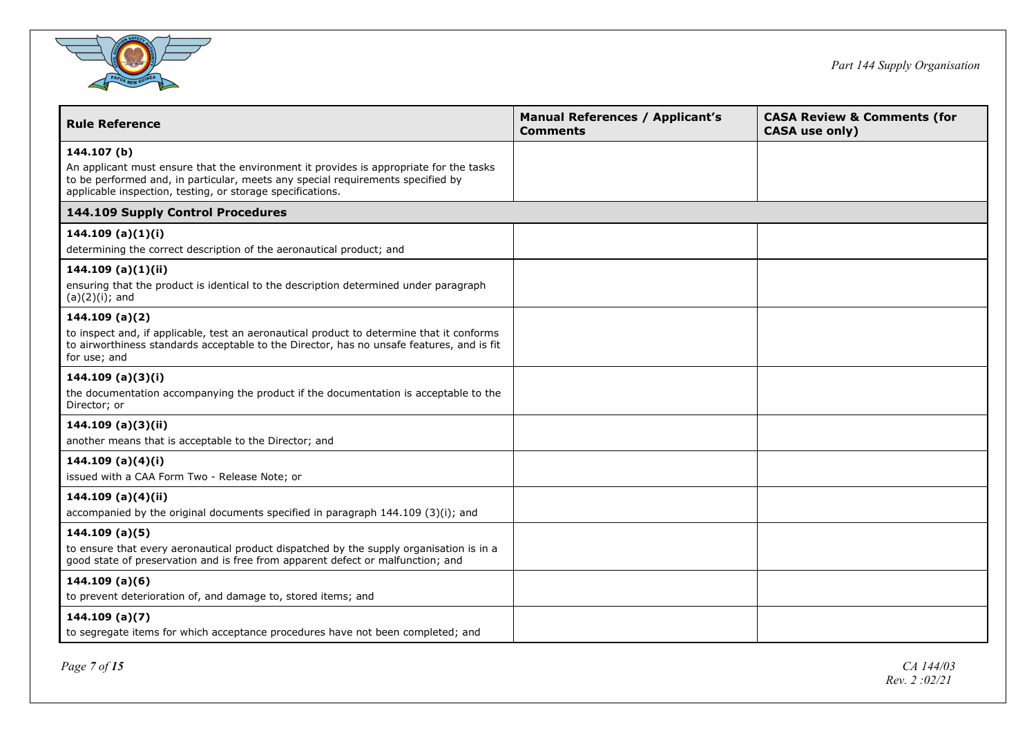| Rule Reference | Manual References / Applicant's Comments | CASA Review & Comments (for CASA use only) |
|---|---|---|
| **144.107 (b)**<br>An applicant must ensure that the environment it provides is appropriate for the tasks to be performed and, in particular, meets any special requirements specified by applicable inspection, testing, or storage specifications. | | |
| **144.109 Supply Control Procedures** | | |
| **144.109 (a)(1)(i)**<br>determining the correct description of the aeronautical product; and | | |
| **144.109 (a)(1)(ii)**<br>ensuring that the product is identical to the description determined under paragraph (a)(2)(i); and | | |
| **144.109 (a)(2)**<br>to inspect and, if applicable, test an aeronautical product to determine that it conforms to airworthiness standards acceptable to the Director, has no unsafe features, and is fit for use; and | | |
| **144.109 (a)(3)(i)**<br>the documentation accompanying the product if the documentation is acceptable to the Director; or | | |
| **144.109 (a)(3)(ii)**<br>another means that is acceptable to the Director; and | | |
| **144.109 (a)(4)(i)**<br>issued with a CAA Form Two - Release Note; or | | |
| **144.109 (a)(4)(ii)**<br>accompanied by the original documents specified in paragraph 144.109 (3)(i); and | | |
| **144.109 (a)(5)**<br>to ensure that every aeronautical product dispatched by the supply organisation is in a good state of preservation and is free from apparent defect or malfunction; and | | |
| **144.109 (a)(6)**<br>to prevent deterioration of, and damage to, stored items; and | | |
| **144.109 (a)(7)**<br>to segregate items for which acceptance procedures have not been completed; and | | |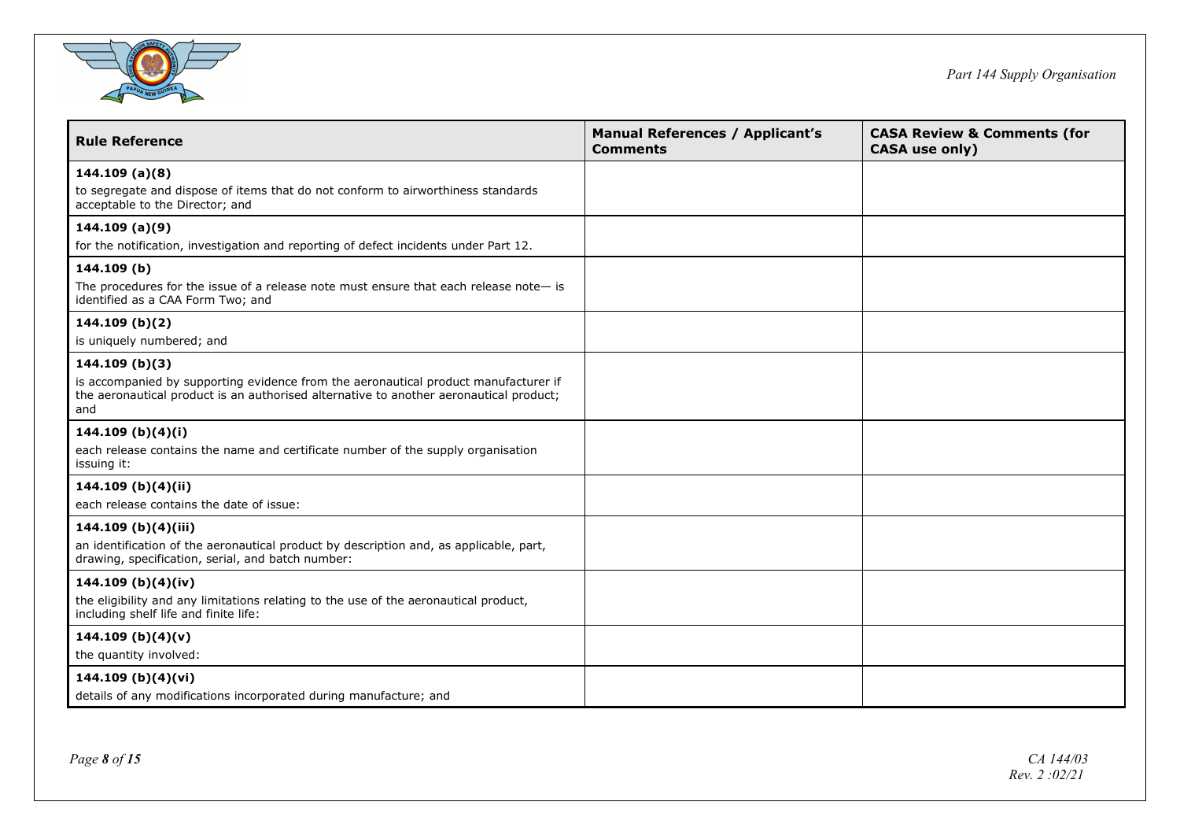| Rule Reference | Manual References / Applicant's Comments | CASA Review & Comments (for CASA use only) |
|---|---|---|
| **144.109 (a)(8)**<br>to segregate and dispose of items that do not conform to airworthiness standards acceptable to the Director; and | | |
| **144.109 (a)(9)**<br>for the notification, investigation and reporting of defect incidents under Part 12. | | |
| **144.109 (b)**<br>The procedures for the issue of a release note must ensure that each release note— is identified as a CAA Form Two; and | | |
| **144.109 (b)(2)**<br>is uniquely numbered; and | | |
| **144.109 (b)(3)**<br>is accompanied by supporting evidence from the aeronautical product manufacturer if the aeronautical product is an authorised alternative to another aeronautical product; and | | |
| **144.109 (b)(4)(i)**<br>each release contains the name and certificate number of the supply organisation issuing it: | | |
| **144.109 (b)(4)(ii)**<br>each release contains the date of issue: | | |
| **144.109 (b)(4)(iii)**<br>an identification of the aeronautical product by description and, as applicable, part, drawing, specification, serial, and batch number: | | |
| **144.109 (b)(4)(iv)**<br>the eligibility and any limitations relating to the use of the aeronautical product, including shelf life and finite life: | | |
| **144.109 (b)(4)(v)**<br>the quantity involved: | | |
| **144.109 (b)(4)(vi)**<br>details of any modifications incorporated during manufacture; and | | |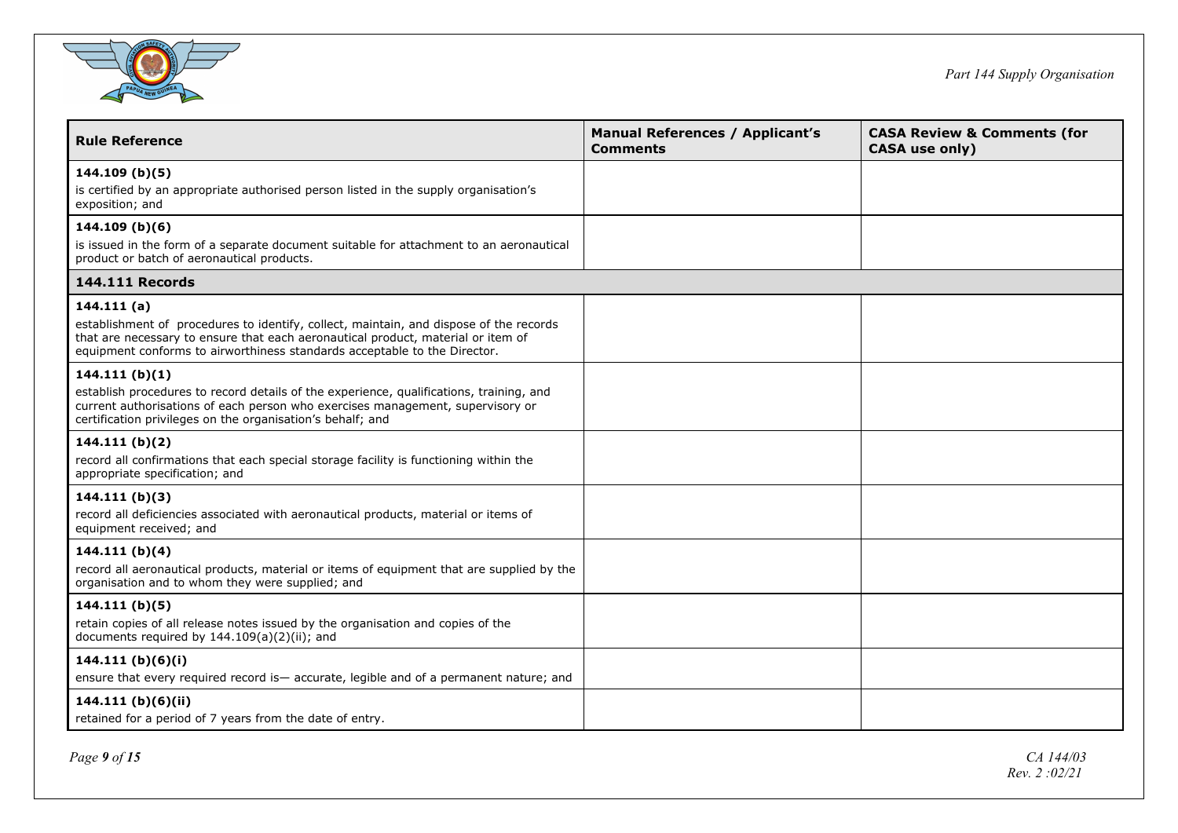| Rule Reference | Manual References / Applicant's Comments | CASA Review & Comments (for CASA use only) |
|---|---|---|
| **144.109 (b)(5)**<br>is certified by an appropriate authorised person listed in the supply organisation's exposition; and | | |
| **144.109 (b)(6)**<br>is issued in the form of a separate document suitable for attachment to an aeronautical product or batch of aeronautical products. | | |
| **144.111 Records** | | |
| **144.111 (a)**<br>establishment of procedures to identify, collect, maintain, and dispose of the records that are necessary to ensure that each aeronautical product, material or item of equipment conforms to airworthiness standards acceptable to the Director. | | |
| **144.111 (b)(1)**<br>establish procedures to record details of the experience, qualifications, training, and current authorisations of each person who exercises management, supervisory or certification privileges on the organisation's behalf; and | | |
| **144.111 (b)(2)**<br>record all confirmations that each special storage facility is functioning within the appropriate specification; and | | |
| **144.111 (b)(3)**<br>record all deficiencies associated with aeronautical products, material or items of equipment received; and | | |
| **144.111 (b)(4)**<br>record all aeronautical products, material or items of equipment that are supplied by the organisation and to whom they were supplied; and | | |
| **144.111 (b)(5)**<br>retain copies of all release notes issued by the organisation and copies of the documents required by 144.109(a)(2)(ii); and | | |
| **144.111 (b)(6)(i)**<br>ensure that every required record is— accurate, legible and of a permanent nature; and | | |
| **144.111 (b)(6)(ii)**<br>retained for a period of 7 years from the date of entry. | | |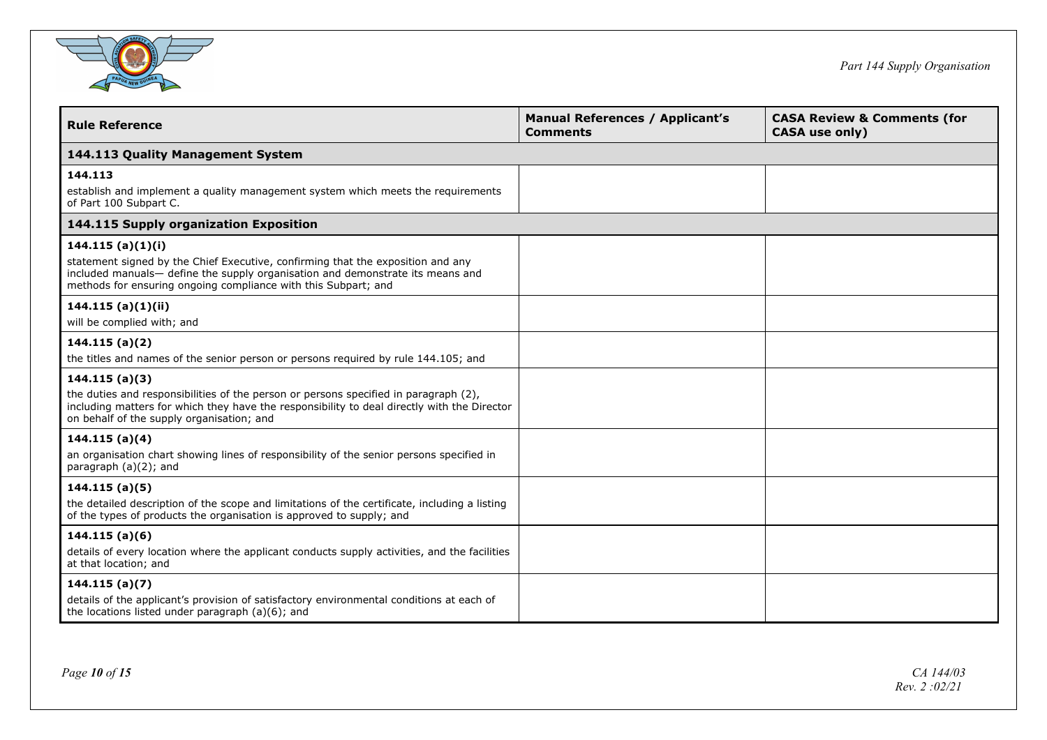| Rule Reference | Manual References / Applicant's Comments | CASA Review & Comments (for CASA use only) |
|---|---|---|
| **144.113 Quality Management System** | | |
| **144.113**<br>establish and implement a quality management system which meets the requirements of Part 100 Subpart C. | | |
| **144.115 Supply organization Exposition** | | |
| **144.115 (a)(1)(i)**<br>statement signed by the Chief Executive, confirming that the exposition and any included manuals— define the supply organisation and demonstrate its means and methods for ensuring ongoing compliance with this Subpart; and | | |
| **144.115 (a)(1)(ii)**<br>will be complied with; and | | |
| **144.115 (a)(2)**<br>the titles and names of the senior person or persons required by rule 144.105; and | | |
| **144.115 (a)(3)**<br>the duties and responsibilities of the person or persons specified in paragraph (2), including matters for which they have the responsibility to deal directly with the Director on behalf of the supply organisation; and | | |
| **144.115 (a)(4)**<br>an organisation chart showing lines of responsibility of the senior persons specified in paragraph (a)(2); and | | |
| **144.115 (a)(5)**<br>the detailed description of the scope and limitations of the certificate, including a listing of the types of products the organisation is approved to supply; and | | |
| **144.115 (a)(6)**<br>details of every location where the applicant conducts supply activities, and the facilities at that location; and | | |
| **144.115 (a)(7)**<br>details of the applicant's provision of satisfactory environmental conditions at each of the locations listed under paragraph (a)(6); and | | |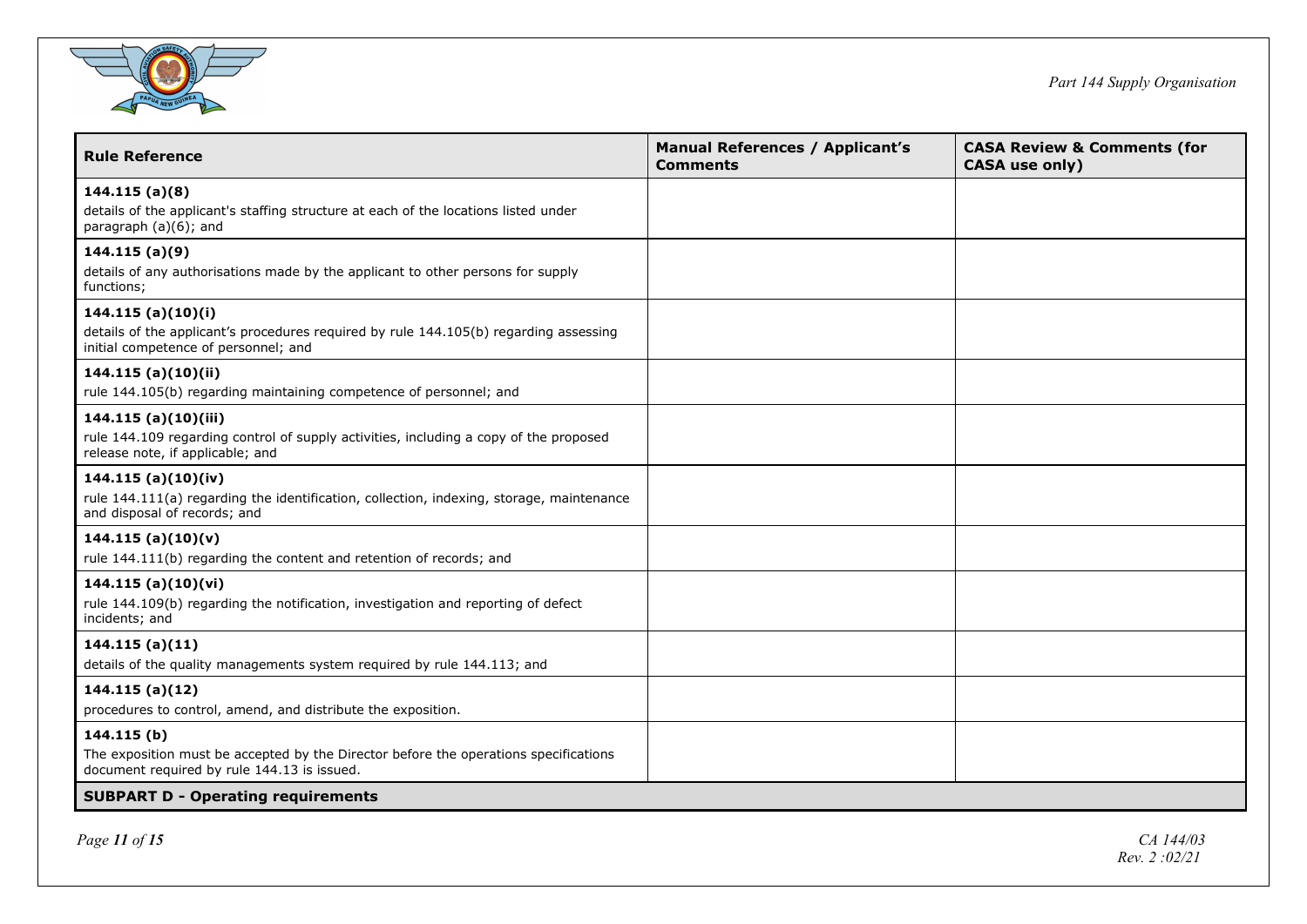| Rule Reference | Manual References / Applicant's Comments | CASA Review & Comments (for CASA use only) |
| --- | --- | --- |
| **144.115 (a)(8)**<br>details of the applicant's staffing structure at each of the locations listed under paragraph (a)(6); and | | |
| **144.115 (a)(9)**<br>details of any authorisations made by the applicant to other persons for supply functions; | | |
| **144.115 (a)(10)(i)**<br>details of the applicant's procedures required by rule 144.105(b) regarding assessing initial competence of personnel; and | | |
| **144.115 (a)(10)(ii)**<br>rule 144.105(b) regarding maintaining competence of personnel; and | | |
| **144.115 (a)(10)(iii)**<br>rule 144.109 regarding control of supply activities, including a copy of the proposed release note, if applicable; and | | |
| **144.115 (a)(10)(iv)**<br>rule 144.111(a) regarding the identification, collection, indexing, storage, maintenance and disposal of records; and | | |
| **144.115 (a)(10)(v)**<br>rule 144.111(b) regarding the content and retention of records; and | | |
| **144.115 (a)(10)(vi)**<br>rule 144.109(b) regarding the notification, investigation and reporting of defect incidents; and | | |
| **144.115 (a)(11)**<br>details of the quality managements system required by rule 144.113; and | | |
| **144.115 (a)(12)**<br>procedures to control, amend, and distribute the exposition. | | |
| **144.115 (b)**<br>The exposition must be accepted by the Director before the operations specifications document required by rule 144.13 is issued. | | |
| **SUBPART D - Operating requirements** | | |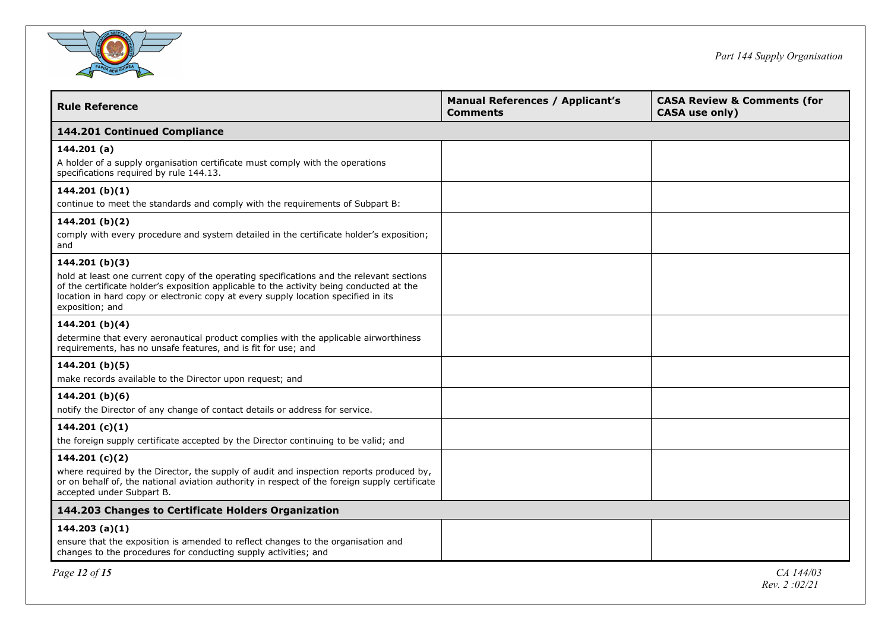| Rule Reference | Manual References / Applicant's Comments | CASA Review & Comments (for CASA use only) |
| --- | --- | --- |
| **144.201 Continued Compliance** | | |
| **144.201 (a)**<br>A holder of a supply organisation certificate must comply with the operations specifications required by rule 144.13. | | |
| **144.201 (b)(1)**<br>continue to meet the standards and comply with the requirements of Subpart B: | | |
| **144.201 (b)(2)**<br>comply with every procedure and system detailed in the certificate holder's exposition; and | | |
| **144.201 (b)(3)**<br>hold at least one current copy of the operating specifications and the relevant sections of the certificate holder's exposition applicable to the activity being conducted at the location in hard copy or electronic copy at every supply location specified in its exposition; and | | |
| **144.201 (b)(4)**<br>determine that every aeronautical product complies with the applicable airworthiness requirements, has no unsafe features, and is fit for use; and | | |
| **144.201 (b)(5)**<br>make records available to the Director upon request; and | | |
| **144.201 (b)(6)**<br>notify the Director of any change of contact details or address for service. | | |
| **144.201 (c)(1)**<br>the foreign supply certificate accepted by the Director continuing to be valid; and | | |
| **144.201 (c)(2)**<br>where required by the Director, the supply of audit and inspection reports produced by, or on behalf of, the national aviation authority in respect of the foreign supply certificate accepted under Subpart B. | | |
| **144.203 Changes to Certificate Holders Organization** | | |
| **144.203 (a)(1)**<br>ensure that the exposition is amended to reflect changes to the organisation and changes to the procedures for conducting supply activities; and | | |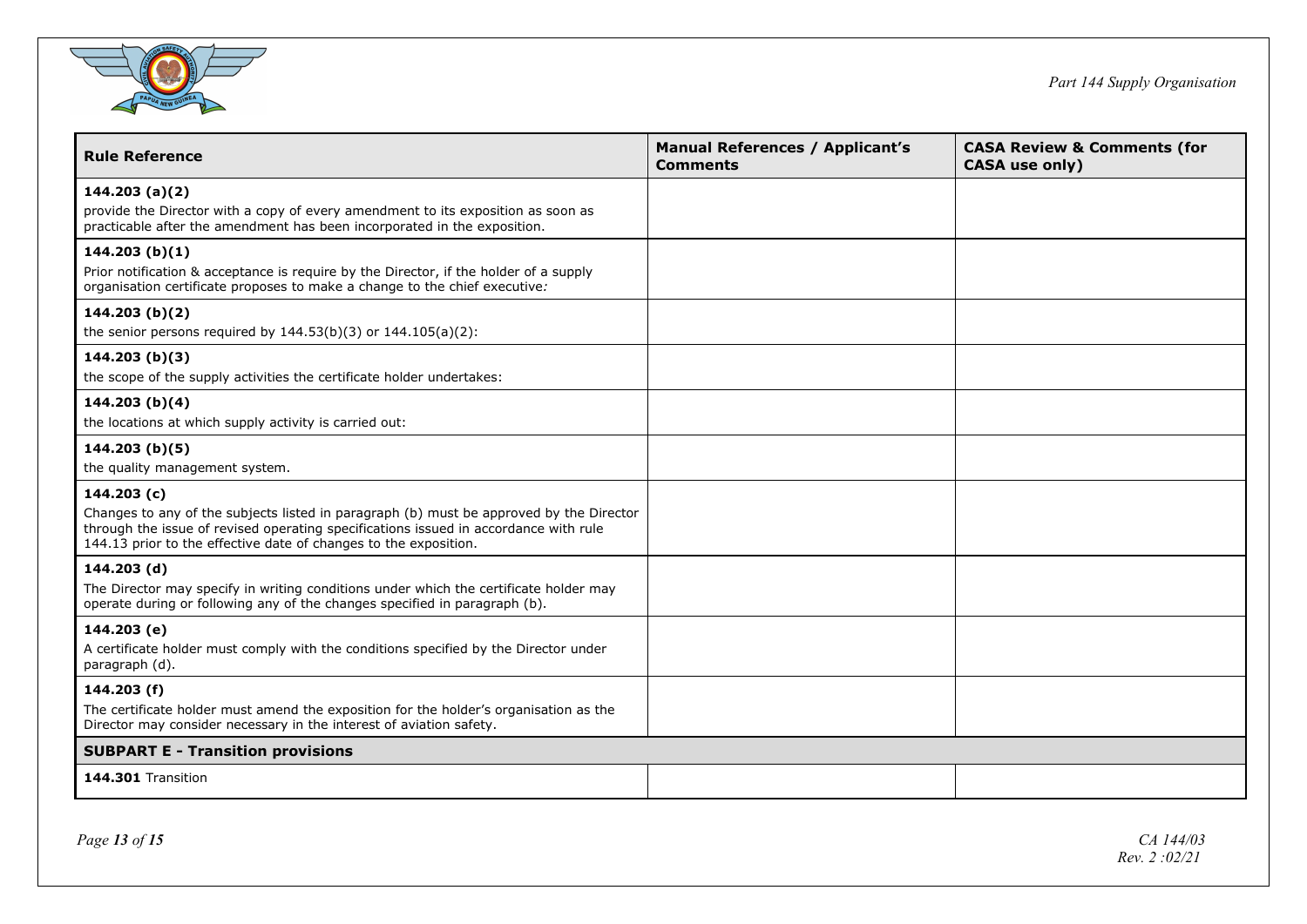| Rule Reference | Manual References / Applicant's Comments | CASA Review & Comments (for CASA use only) |
|---|---|---|
| **144.203 (a)(2)**<br>provide the Director with a copy of every amendment to its exposition as soon as practicable after the amendment has been incorporated in the exposition. | | |
| **144.203 (b)(1)**<br>Prior notification & acceptance is require by the Director, if the holder of a supply organisation certificate proposes to make a change to the chief executive*:* | | |
| **144.203 (b)(2)**<br>the senior persons required by 144.53(b)(3) or 144.105(a)(2): | | |
| **144.203 (b)(3)**<br>the scope of the supply activities the certificate holder undertakes: | | |
| **144.203 (b)(4)**<br>the locations at which supply activity is carried out: | | |
| **144.203 (b)(5)**<br>the quality management system. | | |
| **144.203 (c)**<br>Changes to any of the subjects listed in paragraph (b) must be approved by the Director through the issue of revised operating specifications issued in accordance with rule 144.13 prior to the effective date of changes to the exposition. | | |
| **144.203 (d)**<br>The Director may specify in writing conditions under which the certificate holder may operate during or following any of the changes specified in paragraph (b). | | |
| **144.203 (e)**<br>A certificate holder must comply with the conditions specified by the Director under paragraph (d). | | |
| **144.203 (f)**<br>The certificate holder must amend the exposition for the holder's organisation as the Director may consider necessary in the interest of aviation safety. | | |
| **SUBPART E - Transition provisions** | | |
| **144.301** Transition | | |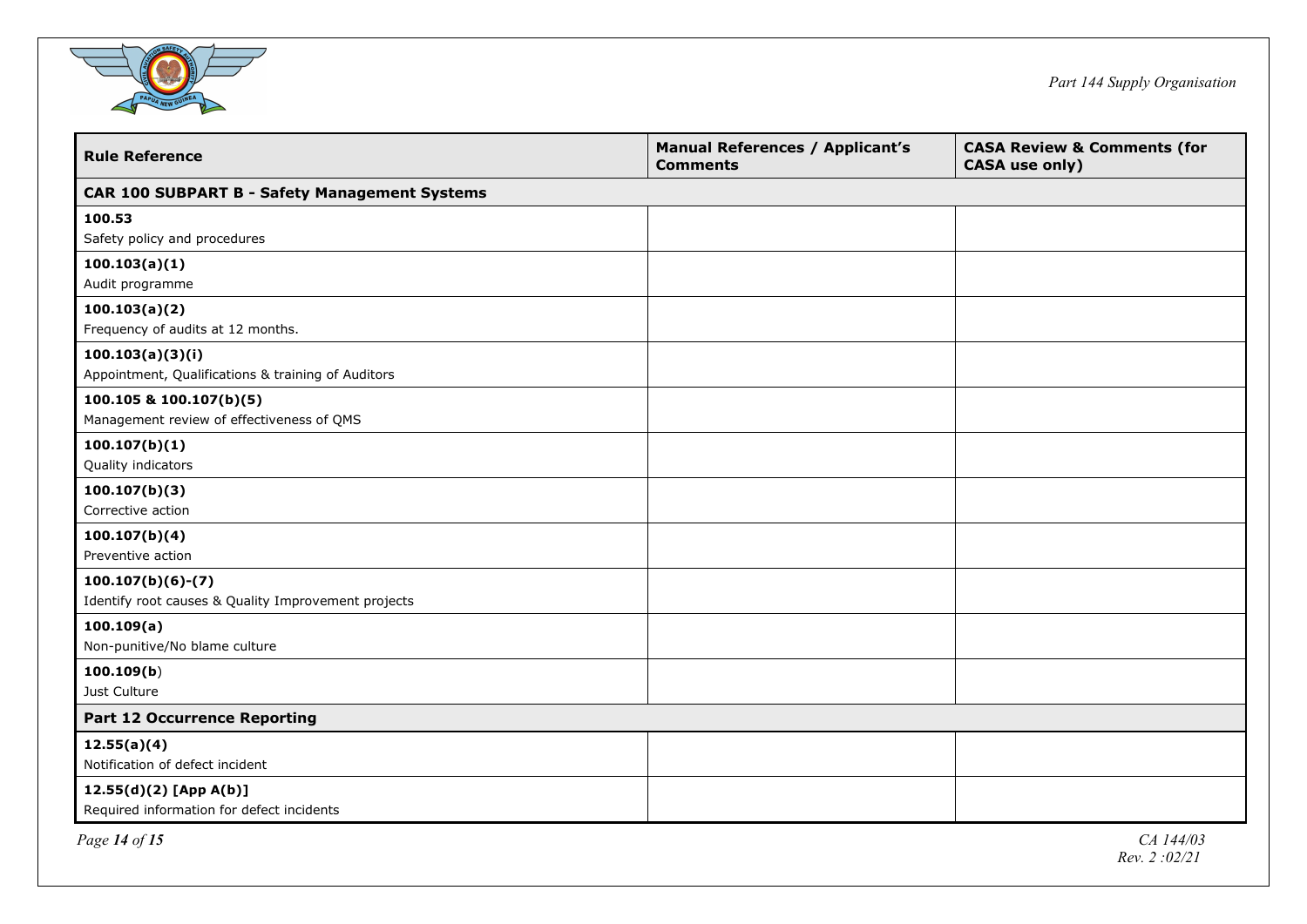| Rule Reference | Manual References / Applicant's Comments | CASA Review & Comments (for CASA use only) |
|---|---|---|
| **CAR 100 SUBPART B - Safety Management Systems** | | |
| **100.53**<br>Safety policy and procedures | | |
| **100.103(a)(1)**<br>Audit programme | | |
| **100.103(a)(2)**<br>Frequency of audits at 12 months. | | |
| **100.103(a)(3)(i)**<br>Appointment, Qualifications & training of Auditors | | |
| **100.105 & 100.107(b)(5)**<br>Management review of effectiveness of QMS | | |
| **100.107(b)(1)**<br>Quality indicators | | |
| **100.107(b)(3)**<br>Corrective action | | |
| **100.107(b)(4)**<br>Preventive action | | |
| **100.107(b)(6)-(7)**<br>Identify root causes & Quality Improvement projects | | |
| **100.109(a)**<br>Non-punitive/No blame culture | | |
| **100.109(b)**<br>Just Culture | | |
| **Part 12 Occurrence Reporting** | | |
| **12.55(a)(4)**<br>Notification of defect incident | | |
| **12.55(d)(2) [App A(b)]**<br>Required information for defect incidents | | |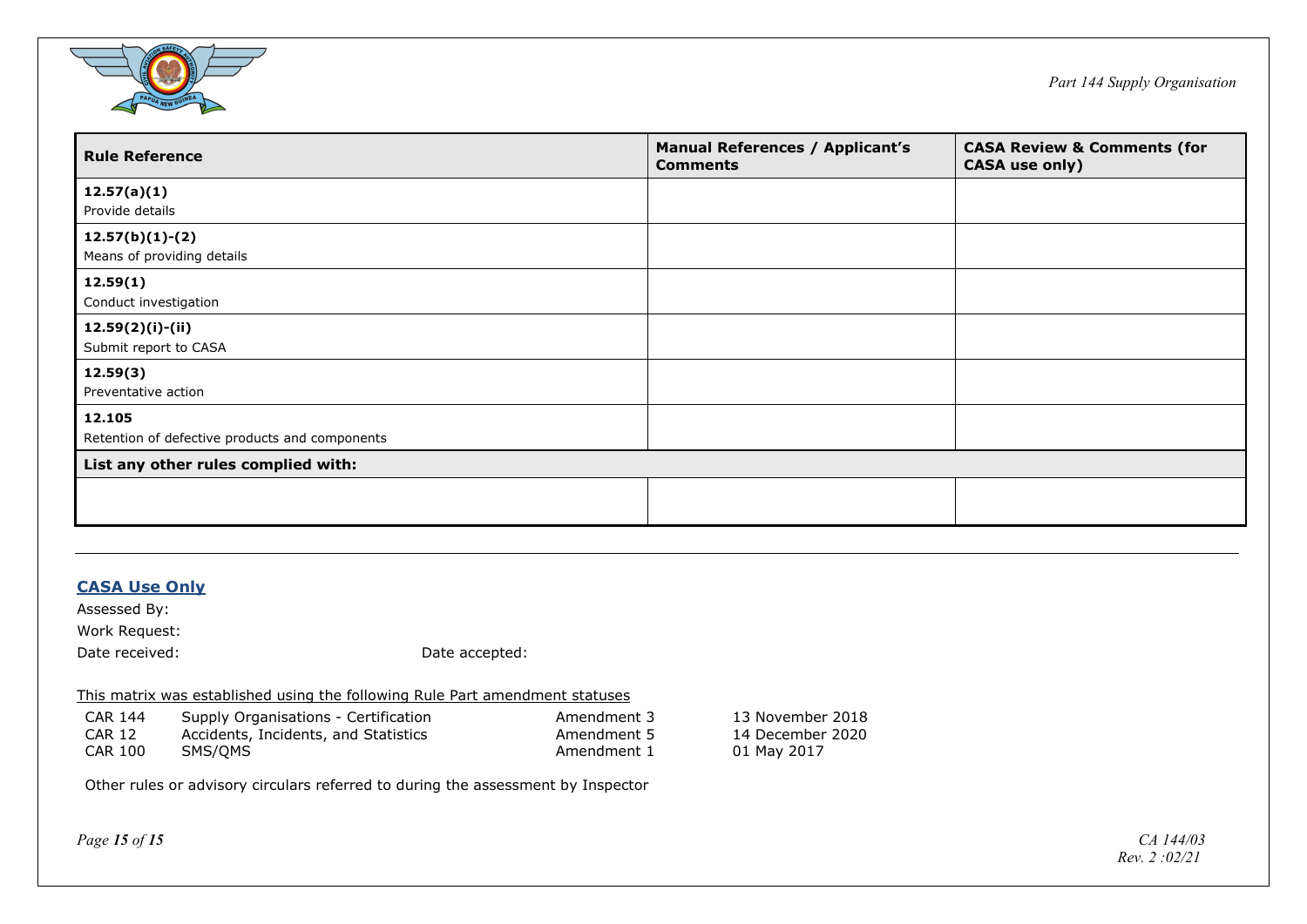| Rule Reference | Manual References / Applicant's Comments | CASA Review & Comments (for CASA use only) |
|---|---|---|
| **12.57(a)(1)**<br>Provide details | | |
| **12.57(b)(1)-(2)**<br>Means of providing details | | |
| **12.59(1)**<br>Conduct investigation | | |
| **12.59(2)(i)-(ii)**<br>Submit report to CASA | | |
| **12.59(3)**<br>Preventative action | | |
| **12.105**<br>Retention of defective products and components | | |
| **List any other rules complied with:** | | |
| | | |

## CASA Use Only

Assessed By:

Work Request:

Date received: Date accepted:

This matrix was established using the following Rule Part amendment statuses

| | | | |
|---|---|---|---|
| CAR 144 | Supply Organisations - Certification | Amendment 3 | 13 November 2018 |
| CAR 12 | Accidents, Incidents, and Statistics | Amendment 5 | 14 December 2020 |
| CAR 100 | SMS/QMS | Amendment 1 | 01 May 2017 |

Other rules or advisory circulars referred to during the assessment by Inspector